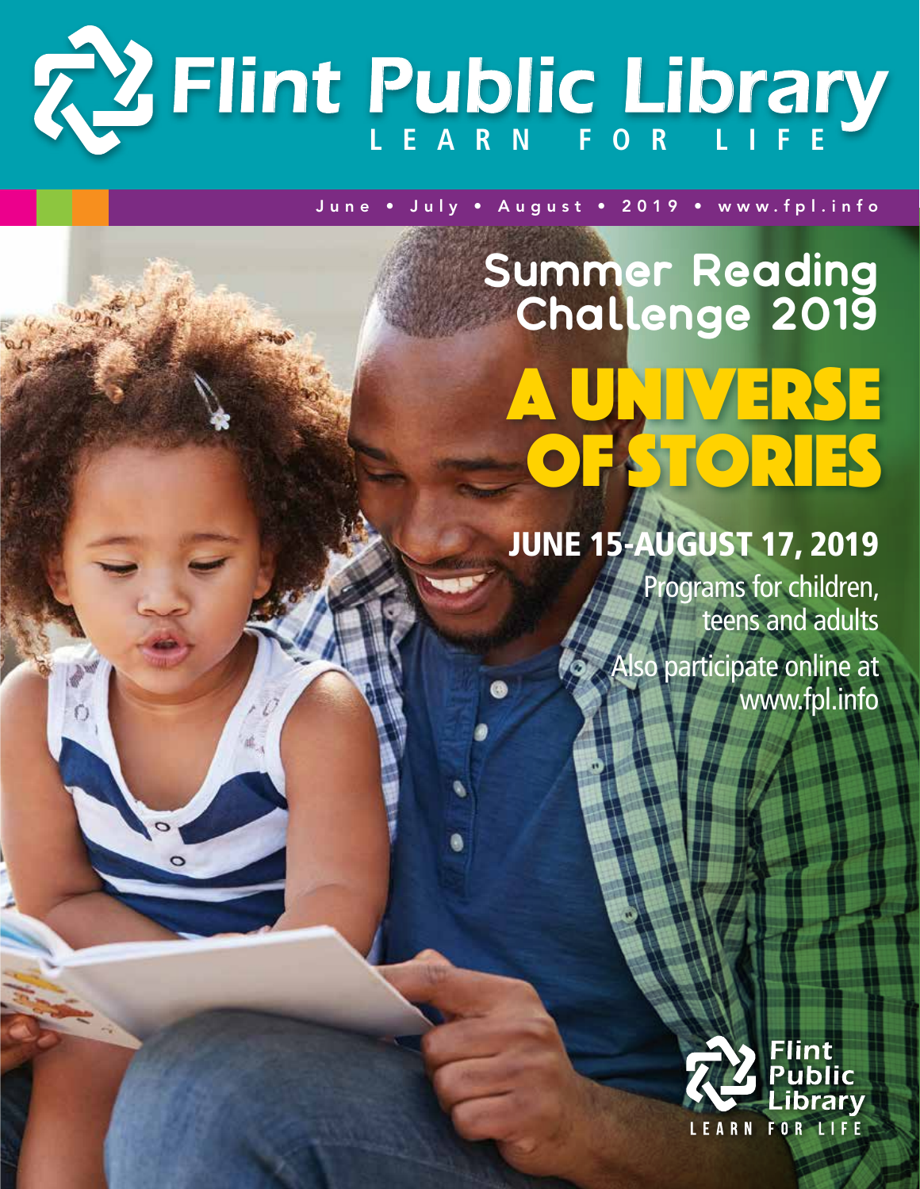# Flint Public Library

LEARN FOR LIFE

June • July • August • 2019 • www.fpl.info

## Summer Reading Challenge 2019

# A UNIVERSE OF STORIES

## JUNE 15-AUGUST 17, 2019

Programs for children, teens and adults

Also participate online at www.fpl.info

Flint Public Library

LEARN FOR LIFE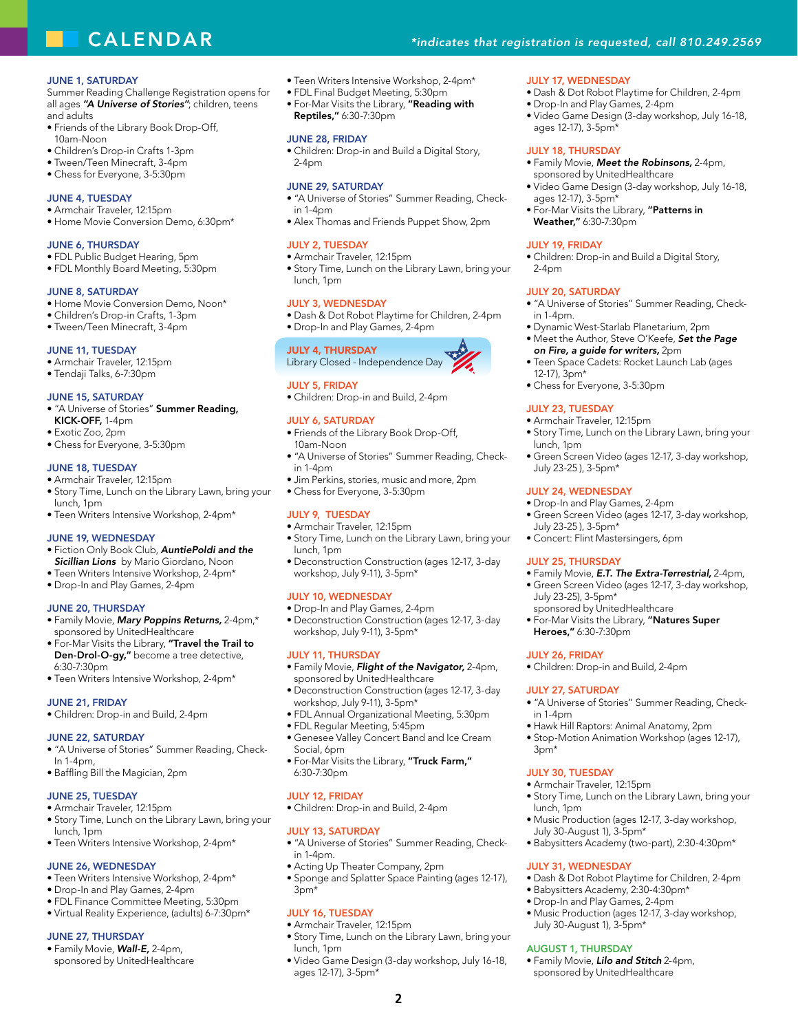# CALENDAR

*indicates that registration is requested, call 810.249.2569

### JUNE 1, SATURDAY

Summer Reading Challenge Registration opens for all ages ***"A Universe of Stories"***, children, teens and adults

- Friends of the Library Book Drop-Off, 10am-Noon
- Children's Drop-in Crafts 1-3pm
- Tween/Teen Minecraft, 3-4pm
- Chess for Everyone, 3-5:30pm

### JUNE 4, TUESDAY

- Armchair Traveler, 12:15pm
- Home Movie Conversion Demo, 6:30pm*

### JUNE 6, THURSDAY

- FDL Public Budget Hearing, 5pm
- FDL Monthly Board Meeting, 5:30pm

### JUNE 8, SATURDAY

- Home Movie Conversion Demo, Noon*
- Children's Drop-in Crafts, 1-3pm
- Tween/Teen Minecraft, 3-4pm

### JUNE 11, TUESDAY

- Armchair Traveler, 12:15pm
- Tendaji Talks, 6-7:30pm

### JUNE 15, SATURDAY

- "A Universe of Stories" **Summer Reading, KICK-OFF,** 1-4pm
- Exotic Zoo, 2pm
- Chess for Everyone, 3-5:30pm

### JUNE 18, TUESDAY

- Armchair Traveler, 12:15pm
- Story Time, Lunch on the Library Lawn, bring your lunch, 1pm
- Teen Writers Intensive Workshop, 2-4pm*

### JUNE 19, WEDNESDAY

- Fiction Only Book Club, ***AuntiePoldi and the Sicillian Lions*** by Mario Giordano, Noon
- Teen Writers Intensive Workshop, 2-4pm*
- Drop-In and Play Games, 2-4pm

### JUNE 20, THURSDAY

- Family Movie, ***Mary Poppins Returns,*** 2-4pm,* sponsored by UnitedHealthcare
- For-Mar Visits the Library, **"Travel the Trail to Den-Drol-O-gy,"** become a tree detective, 6:30-7:30pm
- Teen Writers Intensive Workshop, 2-4pm*

### JUNE 21, FRIDAY

- Children: Drop-in and Build, 2-4pm

### JUNE 22, SATURDAY

- "A Universe of Stories" Summer Reading, Check-In 1-4pm,
- Baffling Bill the Magician, 2pm

### JUNE 25, TUESDAY

- Armchair Traveler, 12:15pm
- Story Time, Lunch on the Library Lawn, bring your lunch, 1pm
- Teen Writers Intensive Workshop, 2-4pm*

### JUNE 26, WEDNESDAY

- Teen Writers Intensive Workshop, 2-4pm*
- Drop-In and Play Games, 2-4pm
- FDL Finance Committee Meeting, 5:30pm
- Virtual Reality Experience, (adults) 6-7:30pm*

### JUNE 27, THURSDAY

- Family Movie, ***Wall-E,*** 2-4pm, sponsored by UnitedHealthcare
- Teen Writers Intensive Workshop, 2-4pm*
- FDL Final Budget Meeting, 5:30pm
- For-Mar Visits the Library, **"Reading with Reptiles,"** 6:30-7:30pm

### JUNE 28, FRIDAY

- Children: Drop-in and Build a Digital Story, 2-4pm

### JUNE 29, SATURDAY

- "A Universe of Stories" Summer Reading, Check-in 1-4pm
- Alex Thomas and Friends Puppet Show, 2pm

### JULY 2, TUESDAY

- Armchair Traveler, 12:15pm
- Story Time, Lunch on the Library Lawn, bring your lunch, 1pm

### JULY 3, WEDNESDAY

- Dash & Dot Robot Playtime for Children, 2-4pm
- Drop-In and Play Games, 2-4pm

### JULY 4, THURSDAY

Library Closed - Independence Day

### JULY 5, FRIDAY

- Children: Drop-in and Build, 2-4pm

### JULY 6, SATURDAY

- Friends of the Library Book Drop-Off, 10am-Noon
- "A Universe of Stories" Summer Reading, Check-in 1-4pm
- Jim Perkins, stories, music and more, 2pm
- Chess for Everyone, 3-5:30pm

### JULY 9, TUESDAY

- Armchair Traveler, 12:15pm
- Story Time, Lunch on the Library Lawn, bring your lunch, 1pm
- Deconstruction Construction (ages 12-17, 3-day workshop, July 9-11), 3-5pm*

### JULY 10, WEDNESDAY

- Drop-In and Play Games, 2-4pm
- Deconstruction Construction (ages 12-17, 3-day workshop, July 9-11), 3-5pm*

### JULY 11, THURSDAY

- Family Movie, ***Flight of the Navigator,*** 2-4pm, sponsored by UnitedHealthcare
- Deconstruction Construction (ages 12-17, 3-day workshop, July 9-11), 3-5pm*
- FDL Annual Organizational Meeting, 5:30pm
- FDL Regular Meeting, 5:45pm
- Genesee Valley Concert Band and Ice Cream Social, 6pm
- For-Mar Visits the Library, **"Truck Farm,"** 6:30-7:30pm

### JULY 12, FRIDAY

- Children: Drop-in and Build, 2-4pm

### JULY 13, SATURDAY

- "A Universe of Stories" Summer Reading, Check-in 1-4pm.
- Acting Up Theater Company, 2pm
- Sponge and Splatter Space Painting (ages 12-17), 3pm*

### JULY 16, TUESDAY

- Armchair Traveler, 12:15pm
- Story Time, Lunch on the Library Lawn, bring your lunch, 1pm
- Video Game Design (3-day workshop, July 16-18, ages 12-17), 3-5pm*

### JULY 17, WEDNESDAY

- Dash & Dot Robot Playtime for Children, 2-4pm
- Drop-In and Play Games, 2-4pm
- Video Game Design (3-day workshop, July 16-18, ages 12-17), 3-5pm*

### JULY 18, THURSDAY

- Family Movie, ***Meet the Robinsons,*** 2-4pm, sponsored by UnitedHealthcare
- Video Game Design (3-day workshop, July 16-18, ages 12-17), 3-5pm*
- For-Mar Visits the Library, **"Patterns in Weather,"** 6:30-7:30pm

### JULY 19, FRIDAY

- Children: Drop-in and Build a Digital Story, 2-4pm

### JULY 20, SATURDAY

- "A Universe of Stories" Summer Reading, Check-in 1-4pm.
- Dynamic West-Starlab Planetarium, 2pm
- Meet the Author, Steve O'Keefe, ***Set the Page on Fire, a guide for writers,*** 2pm
- Teen Space Cadets: Rocket Launch Lab (ages 12-17), 3pm*
- Chess for Everyone, 3-5:30pm

### JULY 23, TUESDAY

- Armchair Traveler, 12:15pm
- Story Time, Lunch on the Library Lawn, bring your lunch, 1pm
- Green Screen Video (ages 12-17, 3-day workshop, July 23-25 ), 3-5pm*

### JULY 24, WEDNESDAY

- Drop-In and Play Games, 2-4pm
- Green Screen Video (ages 12-17, 3-day workshop, July 23-25 ), 3-5pm*
- Concert: Flint Mastersingers, 6pm

### JULY 25, THURSDAY

- Family Movie, ***E.T. The Extra-Terrestrial,*** 2-4pm,
- Green Screen Video (ages 12-17, 3-day workshop, July 23-25), 3-5pm* sponsored by UnitedHealthcare
- For-Mar Visits the Library, **"Natures Super Heroes,"** 6:30-7:30pm

### JULY 26, FRIDAY

- Children: Drop-in and Build, 2-4pm

### JULY 27, SATURDAY

- "A Universe of Stories" Summer Reading, Check-in 1-4pm
- Hawk Hill Raptors: Animal Anatomy, 2pm
- Stop-Motion Animation Workshop (ages 12-17), 3pm*

### JULY 30, TUESDAY

- Armchair Traveler, 12:15pm
- Story Time, Lunch on the Library Lawn, bring your lunch, 1pm
- Music Production (ages 12-17, 3-day workshop, July 30-August 1), 3-5pm*
- Babysitters Academy (two-part), 2:30-4:30pm*

### JULY 31, WEDNESDAY

- Dash & Dot Robot Playtime for Children, 2-4pm
- Babysitters Academy, 2:30-4:30pm*
- Drop-In and Play Games, 2-4pm
- Music Production (ages 12-17, 3-day workshop, July 30-August 1), 3-5pm*

### AUGUST 1, THURSDAY

- Family Movie, ***Lilo and Stitch*** 2-4pm, sponsored by UnitedHealthcare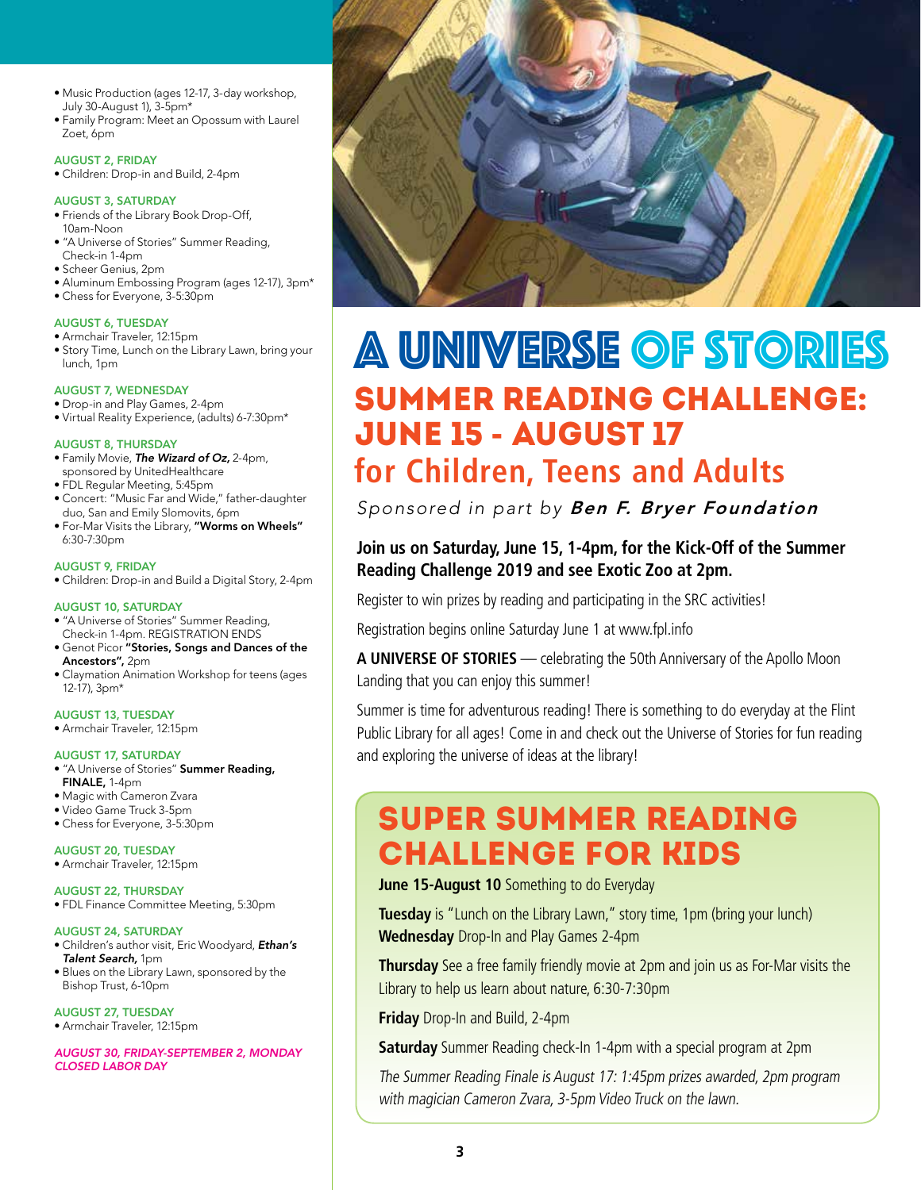- Music Production (ages 12-17, 3-day workshop, July 30-August 1), 3-5pm*
- Family Program: Meet an Opossum with Laurel Zoet, 6pm

### AUGUST 2, FRIDAY
- Children: Drop-in and Build, 2-4pm

### AUGUST 3, SATURDAY
- Friends of the Library Book Drop-Off, 10am-Noon
- "A Universe of Stories" Summer Reading, Check-in 1-4pm
- Scheer Genius, 2pm
- Aluminum Embossing Program (ages 12-17), 3pm*
- Chess for Everyone, 3-5:30pm

### AUGUST 6, TUESDAY
- Armchair Traveler, 12:15pm
- Story Time, Lunch on the Library Lawn, bring your lunch, 1pm

### AUGUST 7, WEDNESDAY
- Drop-in and Play Games, 2-4pm
- Virtual Reality Experience, (adults) 6-7:30pm*

### AUGUST 8, THURSDAY
- Family Movie, ***The Wizard of Oz,*** 2-4pm, sponsored by UnitedHealthcare
- FDL Regular Meeting, 5:45pm
- Concert: "Music Far and Wide," father-daughter duo, San and Emily Slomovits, 6pm
- For-Mar Visits the Library, **"Worms on Wheels"** 6:30-7:30pm

### AUGUST 9, FRIDAY
- Children: Drop-in and Build a Digital Story, 2-4pm

### AUGUST 10, SATURDAY
- "A Universe of Stories" Summer Reading, Check-in 1-4pm. REGISTRATION ENDS
- Genot Picor **"Stories, Songs and Dances of the Ancestors",** 2pm
- Claymation Animation Workshop for teens (ages 12-17), 3pm*

### AUGUST 13, TUESDAY
- Armchair Traveler, 12:15pm

### AUGUST 17, SATURDAY
- "A Universe of Stories" **Summer Reading, FINALE,** 1-4pm
- Magic with Cameron Zvara
- Video Game Truck 3-5pm
- Chess for Everyone, 3-5:30pm

### AUGUST 20, TUESDAY
- Armchair Traveler, 12:15pm

### AUGUST 22, THURSDAY
- FDL Finance Committee Meeting, 5:30pm

### AUGUST 24, SATURDAY
- Children's author visit, Eric Woodyard, ***Ethan's Talent Search,*** 1pm
- Blues on the Library Lawn, sponsored by the Bishop Trust, 6-10pm

### AUGUST 27, TUESDAY
- Armchair Traveler, 12:15pm

*AUGUST 30, FRIDAY-SEPTEMBER 2, MONDAY CLOSED LABOR DAY*

# A UNIVERSE OF STORIES

## SUMMER READING CHALLENGE: JUNE 15 - AUGUST 17

## for Children, Teens and Adults

*Sponsored in part by* ***Ben F. Bryer Foundation***

**Join us on Saturday, June 15, 1-4pm, for the Kick-Off of the Summer Reading Challenge 2019 and see Exotic Zoo at 2pm.**

Register to win prizes by reading and participating in the SRC activities!

Registration begins online Saturday June 1 at www.fpl.info

**A UNIVERSE OF STORIES** — celebrating the 50th Anniversary of the Apollo Moon Landing that you can enjoy this summer!

Summer is time for adventurous reading! There is something to do everyday at the Flint Public Library for all ages! Come in and check out the Universe of Stories for fun reading and exploring the universe of ideas at the library!

## SUPER SUMMER READING CHALLENGE FOR KIDS

**June 15-August 10** Something to do Everyday

**Tuesday** is "Lunch on the Library Lawn," story time, 1pm (bring your lunch)
**Wednesday** Drop-In and Play Games 2-4pm

**Thursday** See a free family friendly movie at 2pm and join us as For-Mar visits the Library to help us learn about nature, 6:30-7:30pm

**Friday** Drop-In and Build, 2-4pm

**Saturday** Summer Reading check-In 1-4pm with a special program at 2pm

*The Summer Reading Finale is August 17: 1:45pm prizes awarded, 2pm program with magician Cameron Zvara, 3-5pm Video Truck on the lawn.*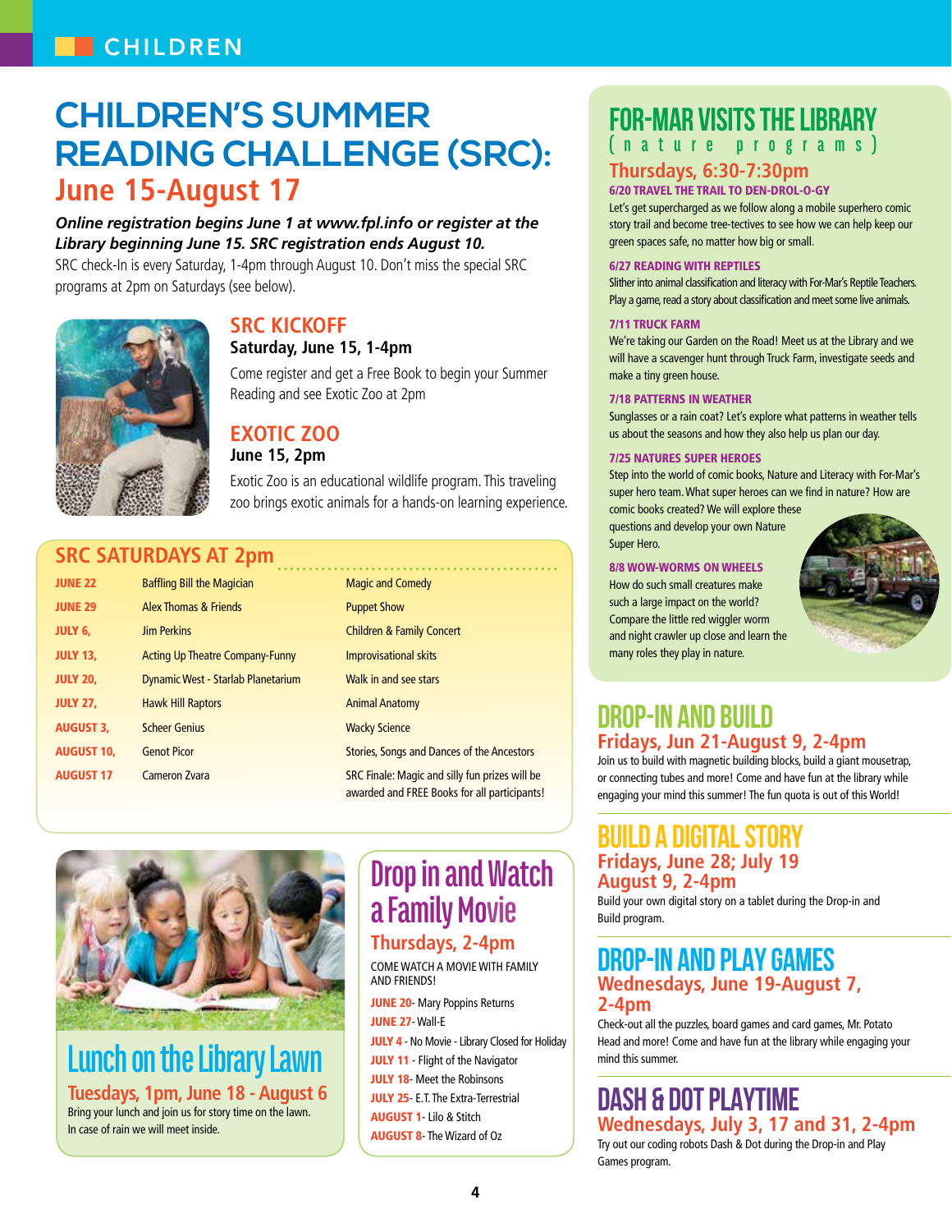# CHILDREN'S SUMMER READING CHALLENGE (SRC): June 15-August 17

***Online registration begins June 1 at www.fpl.info or register at the Library beginning June 15. SRC registration ends August 10.***

SRC check-In is every Saturday, 1-4pm through August 10. Don't miss the special SRC programs at 2pm on Saturdays (see below).

## SRC KICKOFF

**Saturday, June 15, 1-4pm**

Come register and get a Free Book to begin your Summer Reading and see Exotic Zoo at 2pm

## EXOTIC ZOO

**June 15, 2pm**

Exotic Zoo is an educational wildlife program. This traveling zoo brings exotic animals for a hands-on learning experience.

## SRC SATURDAYS AT 2pm

| Date | Performer | Program |
|---|---|---|
| JUNE 22 | Baffling Bill the Magician | Magic and Comedy |
| JUNE 29 | Alex Thomas & Friends | Puppet Show |
| JULY 6, | Jim Perkins | Children & Family Concert |
| JULY 13, | Acting Up Theatre Company-Funny | Improvisational skits |
| JULY 20, | Dynamic West - Starlab Planetarium | Walk in and see stars |
| JULY 27, | Hawk Hill Raptors | Animal Anatomy |
| AUGUST 3, | Scheer Genius | Wacky Science |
| AUGUST 10, | Genot Picor | Stories, Songs and Dances of the Ancestors |
| AUGUST 17 | Cameron Zvara | SRC Finale: Magic and silly fun prizes will be awarded and FREE Books for all participants! |

## Lunch on the Library Lawn

**Tuesdays, 1pm, June 18 - August 6**

Bring your lunch and join us for story time on the lawn. In case of rain we will meet inside.

## Drop in and Watch a Family Movie

**Thursdays, 2-4pm**

COME WATCH A MOVIE WITH FAMILY AND FRIENDS!

- **JUNE 20**- Mary Poppins Returns
- **JUNE 27**- Wall-E
- **JULY 4** - No Movie - Library Closed for Holiday
- **JULY 11** - Flight of the Navigator
- **JULY 18**- Meet the Robinsons
- **JULY 25**- E.T. The Extra-Terrestrial
- **AUGUST 1**- Lilo & Stitch
- **AUGUST 8**- The Wizard of Oz

## FOR-MAR VISITS THE LIBRARY (nature programs)

**Thursdays, 6:30-7:30pm**

**6/20 TRAVEL THE TRAIL TO DEN-DROL-O-GY**

Let's get supercharged as we follow along a mobile superhero comic story trail and become tree-tectives to see how we can help keep our green spaces safe, no matter how big or small.

**6/27 READING WITH REPTILES**

Slither into animal classification and literacy with For-Mar's Reptile Teachers. Play a game, read a story about classification and meet some live animals.

**7/11 TRUCK FARM**

We're taking our Garden on the Road! Meet us at the Library and we will have a scavenger hunt through Truck Farm, investigate seeds and make a tiny green house.

**7/18 PATTERNS IN WEATHER**

Sunglasses or a rain coat? Let's explore what patterns in weather tells us about the seasons and how they also help us plan our day.

**7/25 NATURES SUPER HEROES**

Step into the world of comic books, Nature and Literacy with For-Mar's super hero team. What super heroes can we find in nature? How are comic books created? We will explore these questions and develop your own Nature Super Hero.

**8/8 WOW-WORMS ON WHEELS**

How do such small creatures make such a large impact on the world? Compare the little red wiggler worm and night crawler up close and learn the many roles they play in nature.

## DROP-IN AND BUILD

**Fridays, Jun 21-August 9, 2-4pm**

Join us to build with magnetic building blocks, build a giant mousetrap, or connecting tubes and more! Come and have fun at the library while engaging your mind this summer! The fun quota is out of this World!

## BUILD A DIGITAL STORY

**Fridays, June 28; July 19 August 9, 2-4pm**

Build your own digital story on a tablet during the Drop-in and Build program.

## DROP-IN AND PLAY GAMES

**Wednesdays, June 19-August 7, 2-4pm**

Check-out all the puzzles, board games and card games, Mr. Potato Head and more! Come and have fun at the library while engaging your mind this summer.

## DASH & DOT PLAYTIME

**Wednesdays, July 3, 17 and 31, 2-4pm**

Try out our coding robots Dash & Dot during the Drop-in and Play Games program.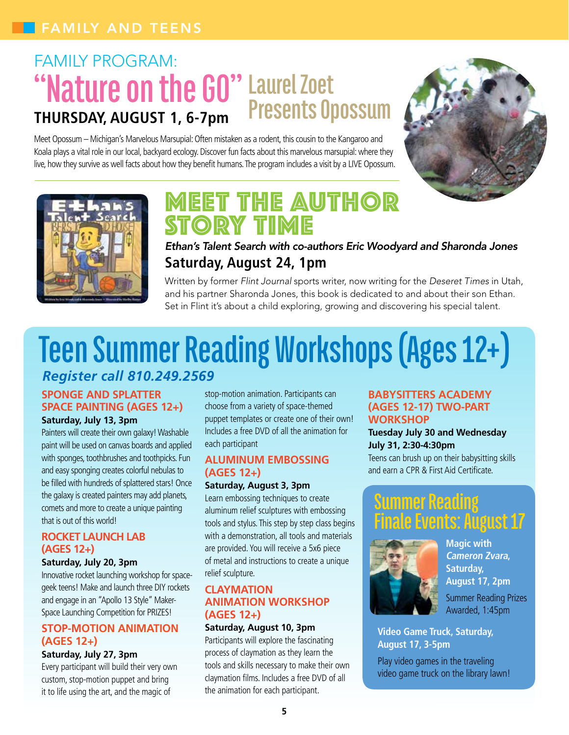FAMILY AND TEENS

## FAMILY PROGRAM: "Nature on the GO" Laurel Zoet Presents Opossum

**THURSDAY, AUGUST 1, 6-7pm**

Meet Opossum – Michigan's Marvelous Marsupial: Often mistaken as a rodent, this cousin to the Kangaroo and Koala plays a vital role in our local, backyard ecology. Discover fun facts about this marvelous marsupial: where they live, how they survive as well facts about how they benefit humans. The program includes a visit by a LIVE Opossum.

## MEET THE AUTHOR STORY TIME

*Ethan's Talent Search with co-authors Eric Woodyard and Sharonda Jones*

**Saturday, August 24, 1pm**

Written by former *Flint Journal* sports writer, now writing for the *Deseret Times* in Utah, and his partner Sharonda Jones, this book is dedicated to and about their son Ethan. Set in Flint it's about a child exploring, growing and discovering his special talent.

# Teen Summer Reading Workshops (Ages 12+)

***Register call 810.249.2569***

### SPONGE AND SPLATTER SPACE PAINTING (AGES 12+)

**Saturday, July 13, 3pm**

Painters will create their own galaxy! Washable paint will be used on canvas boards and applied with sponges, toothbrushes and toothpicks. Fun and easy sponging creates colorful nebulas to be filled with hundreds of splattered stars! Once the galaxy is created painters may add planets, comets and more to create a unique painting that is out of this world!

### ROCKET LAUNCH LAB (AGES 12+)

**Saturday, July 20, 3pm**

Innovative rocket launching workshop for space-geek teens! Make and launch three DIY rockets and engage in an "Apollo 13 Style" Maker-Space Launching Competition for PRIZES!

### STOP-MOTION ANIMATION (AGES 12+)

**Saturday, July 27, 3pm**

Every participant will build their very own custom, stop-motion puppet and bring it to life using the art, and the magic of stop-motion animation. Participants can choose from a variety of space-themed puppet templates or create one of their own! Includes a free DVD of all the animation for each participant

### ALUMINUM EMBOSSING (AGES 12+)

**Saturday, August 3, 3pm**

Learn embossing techniques to create aluminum relief sculptures with embossing tools and stylus. This step by step class begins with a demonstration, all tools and materials are provided. You will receive a 5x6 piece of metal and instructions to create a unique relief sculpture.

### CLAYMATION ANIMATION WORKSHOP (AGES 12+)

**Saturday, August 10, 3pm**

Participants will explore the fascinating process of claymation as they learn the tools and skills necessary to make their own claymation films. Includes a free DVD of all the animation for each participant.

### BABYSITTERS ACADEMY (AGES 12-17) TWO-PART WORKSHOP

**Tuesday July 30 and Wednesday July 31, 2:30-4:30pm**

Teens can brush up on their babysitting skills and earn a CPR & First Aid Certificate.

## Summer Reading Finale Events: August 17

**Magic with *Cameron Zvara*, Saturday, August 17, 2pm**

Summer Reading Prizes Awarded, 1:45pm

**Video Game Truck, Saturday, August 17, 3-5pm**

Play video games in the traveling video game truck on the library lawn!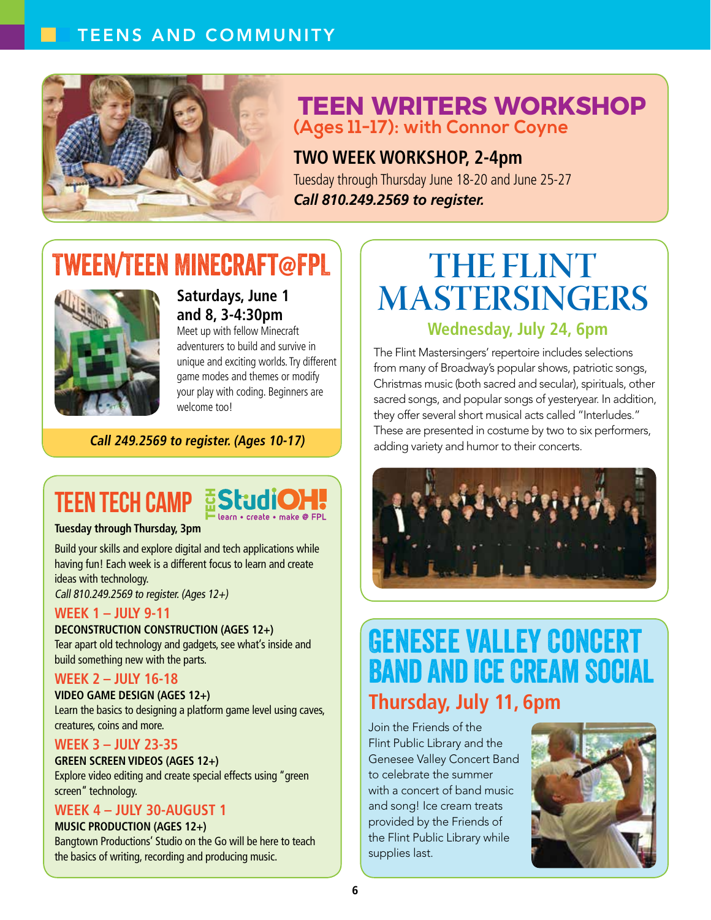# TEENS AND COMMUNITY

## TEEN WRITERS WORKSHOP

### (Ages 11-17): with Connor Coyne

**TWO WEEK WORKSHOP, 2-4pm**

Tuesday through Thursday June 18-20 and June 25-27

***Call 810.249.2569 to register.***

## TWEEN/TEEN MINECRAFT@FPL

**Saturdays, June 1 and 8, 3-4:30pm**

Meet up with fellow Minecraft adventurers to build and survive in unique and exciting worlds. Try different game modes and themes or modify your play with coding. Beginners are welcome too!

***Call 249.2569 to register. (Ages 10-17)***

## TEEN TECH CAMP

TECH StudiOH! learn • create • make @ FPL

**Tuesday through Thursday, 3pm**

Build your skills and explore digital and tech applications while having fun! Each week is a different focus to learn and create ideas with technology.

*Call 810.249.2569 to register. (Ages 12+)*

### WEEK 1 – JULY 9-11

**DECONSTRUCTION CONSTRUCTION (AGES 12+)**

Tear apart old technology and gadgets, see what's inside and build something new with the parts.

### WEEK 2 – JULY 16-18

**VIDEO GAME DESIGN (AGES 12+)**

Learn the basics to designing a platform game level using caves, creatures, coins and more.

### WEEK 3 – JULY 23-35

**GREEN SCREEN VIDEOS (AGES 12+)**

Explore video editing and create special effects using "green screen" technology.

### WEEK 4 – JULY 30-AUGUST 1

**MUSIC PRODUCTION (AGES 12+)**

Bangtown Productions' Studio on the Go will be here to teach the basics of writing, recording and producing music.

## THE FLINT MASTERSINGERS

### Wednesday, July 24, 6pm

The Flint Mastersingers' repertoire includes selections from many of Broadway's popular shows, patriotic songs, Christmas music (both sacred and secular), spirituals, other sacred songs, and popular songs of yesteryear. In addition, they offer several short musical acts called "Interludes." These are presented in costume by two to six performers, adding variety and humor to their concerts.

## GENESEE VALLEY CONCERT BAND AND ICE CREAM SOCIAL

### Thursday, July 11, 6pm

Join the Friends of the Flint Public Library and the Genesee Valley Concert Band to celebrate the summer with a concert of band music and song! Ice cream treats provided by the Friends of the Flint Public Library while supplies last.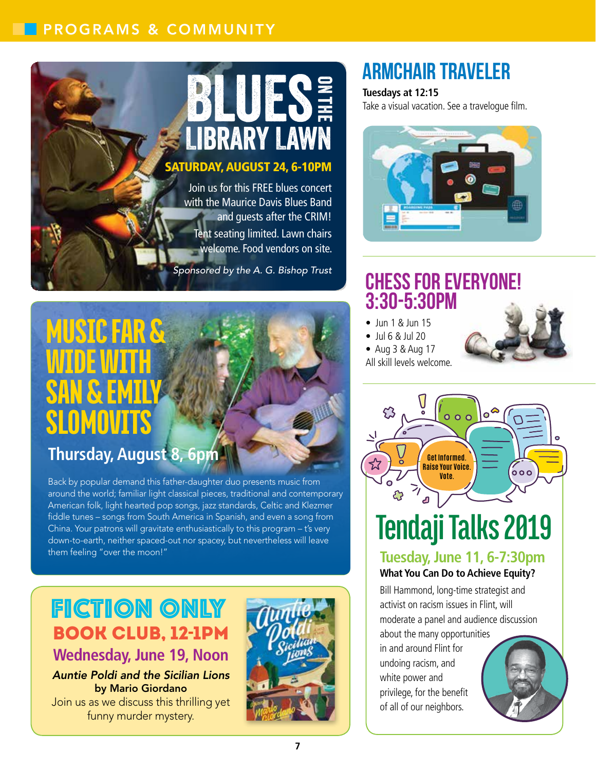# PROGRAMS & COMMUNITY

## BLUES ON THE LIBRARY LAWN

**SATURDAY, AUGUST 24, 6-10PM**

Join us for this FREE blues concert with the Maurice Davis Blues Band and guests after the CRIM!

Tent seating limited. Lawn chairs welcome. Food vendors on site.

*Sponsored by the A. G. Bishop Trust*

## MUSIC FAR & WIDE WITH SAN & EMILY SLOMOVITS

**Thursday, August 8, 6pm**

Back by popular demand this father-daughter duo presents music from around the world; familiar light classical pieces, traditional and contemporary American folk, light hearted pop songs, jazz standards, Celtic and Klezmer fiddle tunes – songs from South America in Spanish, and even a song from China. Your patrons will gravitate enthusiastically to this program – t's very down-to-earth, neither spaced-out nor spacey, but nevertheless will leave them feeling "over the moon!"

## FICTION ONLY BOOK CLUB, 12-1PM

**Wednesday, June 19, Noon**

***Auntie Poldi and the Sicilian Lions***
**by Mario Giordano**

Join us as we discuss this thrilling yet funny murder mystery.

## ARMCHAIR TRAVELER

**Tuesdays at 12:15**

Take a visual vacation. See a travelogue film.

## CHESS FOR EVERYONE! 3:30-5:30PM

- Jun 1 & Jun 15
- Jul 6 & Jul 20
- Aug 3 & Aug 17

All skill levels welcome.

## Tendaji Talks 2019

Get Informed. Raise Your Voice. Vote.

**Tuesday, June 11, 6-7:30pm**

**What You Can Do to Achieve Equity?**

Bill Hammond, long-time strategist and activist on racism issues in Flint, will moderate a panel and audience discussion about the many opportunities in and around Flint for undoing racism, and white power and privilege, for the benefit of all of our neighbors.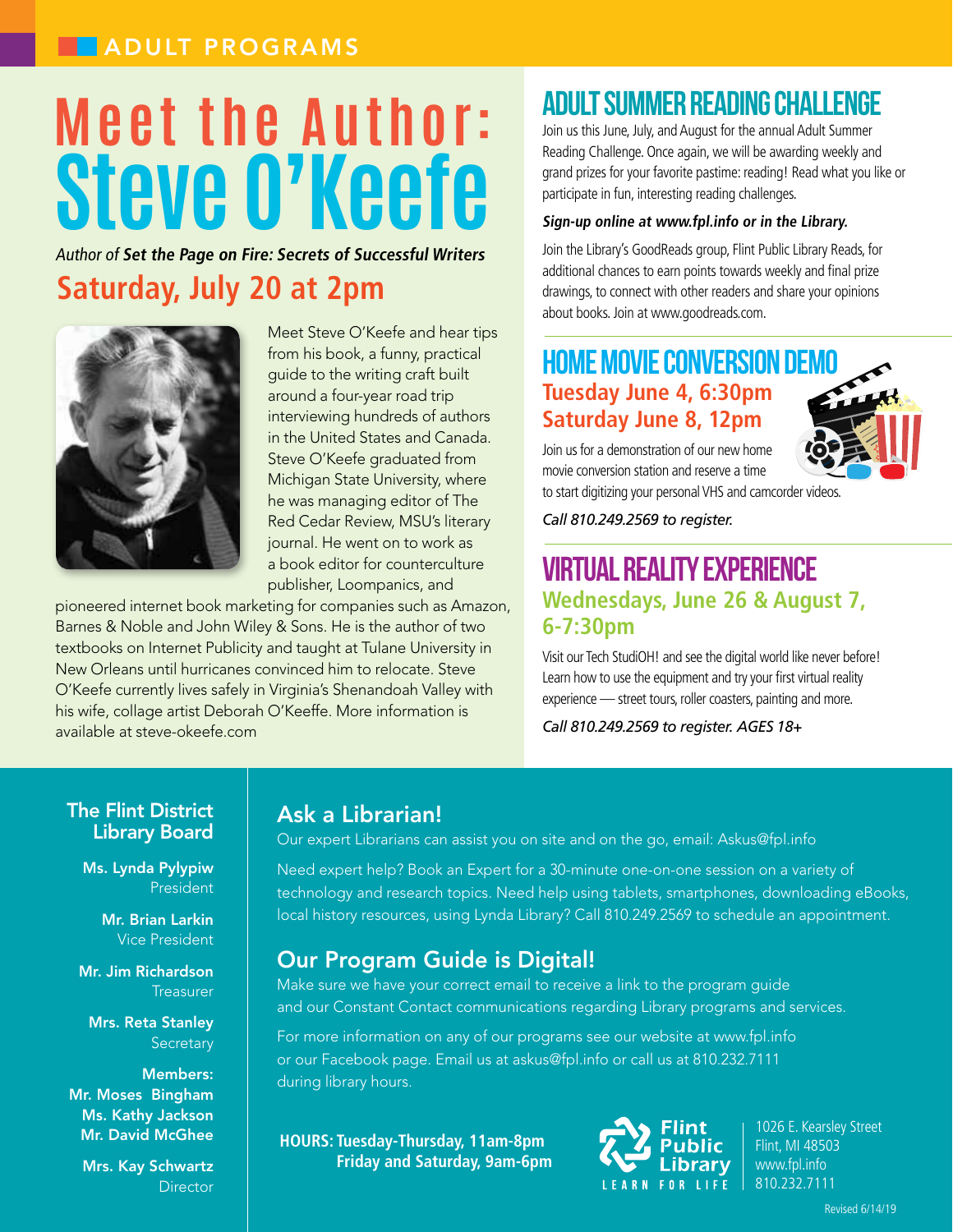ADULT PROGRAMS

# Meet the Author: Steve O'Keefe

*Author of* ***Set the Page on Fire: Secrets of Successful Writers***

## Saturday, July 20 at 2pm

Meet Steve O'Keefe and hear tips from his book, a funny, practical guide to the writing craft built around a four-year road trip interviewing hundreds of authors in the United States and Canada. Steve O'Keefe graduated from Michigan State University, where he was managing editor of The Red Cedar Review, MSU's literary journal. He went on to work as a book editor for counterculture publisher, Loompanics, and pioneered internet book marketing for companies such as Amazon, Barnes & Noble and John Wiley & Sons. He is the author of two textbooks on Internet Publicity and taught at Tulane University in New Orleans until hurricanes convinced him to relocate. Steve O'Keefe currently lives safely in Virginia's Shenandoah Valley with his wife, collage artist Deborah O'Keeffe. More information is available at steve-okeefe.com

## ADULT SUMMER READING CHALLENGE

Join us this June, July, and August for the annual Adult Summer Reading Challenge. Once again, we will be awarding weekly and grand prizes for your favorite pastime: reading! Read what you like or participate in fun, interesting reading challenges.

***Sign-up online at www.fpl.info or in the Library.***

Join the Library's GoodReads group, Flint Public Library Reads, for additional chances to earn points towards weekly and final prize drawings, to connect with other readers and share your opinions about books. Join at www.goodreads.com.

## HOME MOVIE CONVERSION DEMO

**Tuesday June 4, 6:30pm**
**Saturday June 8, 12pm**

Join us for a demonstration of our new home movie conversion station and reserve a time to start digitizing your personal VHS and camcorder videos.

*Call 810.249.2569 to register.*

## VIRTUAL REALITY EXPERIENCE

**Wednesdays, June 26 & August 7, 6-7:30pm**

Visit our Tech StudiOH! and see the digital world like never before! Learn how to use the equipment and try your first virtual reality experience — street tours, roller coasters, painting and more.

*Call 810.249.2569 to register. AGES 18+*

### The Flint District Library Board

**Ms. Lynda Pylypiw**
President

**Mr. Brian Larkin**
Vice President

**Mr. Jim Richardson**
Treasurer

**Mrs. Reta Stanley**
Secretary

**Members:**
**Mr. Moses Bingham**
**Ms. Kathy Jackson**
**Mr. David McGhee**

**Mrs. Kay Schwartz**
Director

## Ask a Librarian!

Our expert Librarians can assist you on site and on the go, email: Askus@fpl.info

Need expert help? Book an Expert for a 30-minute one-on-one session on a variety of technology and research topics. Need help using tablets, smartphones, downloading eBooks, local history resources, using Lynda Library? Call 810.249.2569 to schedule an appointment.

## Our Program Guide is Digital!

Make sure we have your correct email to receive a link to the program guide and our Constant Contact communications regarding Library programs and services.

For more information on any of our programs see our website at www.fpl.info or our Facebook page. Email us at askus@fpl.info or call us at 810.232.7111 during library hours.

**HOURS: Tuesday-Thursday, 11am-8pm**
**Friday and Saturday, 9am-6pm**

Flint Public Library
LEARN FOR LIFE

1026 E. Kearsley Street
Flint, MI 48503
www.fpl.info
810.232.7111

Revised 6/14/19